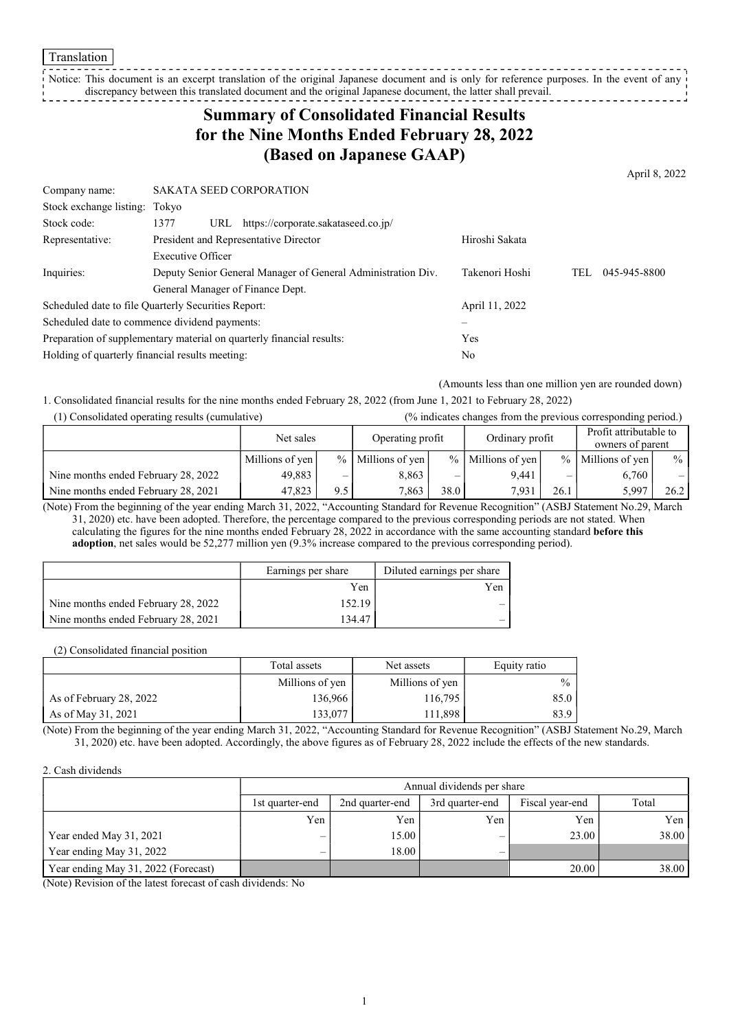Translation

Notice: This document is an excerpt translation of the original Japanese document and is only for reference purposes. In the event of any discrepancy between this translated document and the original Japanese document, the latter shall prevail.

# Summary of Consolidated Financial Results for the Nine Months Ended February 28, 2022 (Based on Japanese GAAP)

April 8, 2022

| | | |
|---|---|---|
| Company name: | SAKATA SEED CORPORATION | |
| Stock exchange listing: | Tokyo | |
| Stock code: | 1377 URL https://corporate.sakataseed.co.jp/ | |
| Representative: | President and Representative Director<br>Executive Officer | Hiroshi Sakata |
| Inquiries: | Deputy Senior General Manager of General Administration Div.<br>General Manager of Finance Dept. | Takenori Hoshi TEL 045-945-8800 |
| Scheduled date to file Quarterly Securities Report: | | April 11, 2022 |
| Scheduled date to commence dividend payments: | | – |
| Preparation of supplementary material on quarterly financial results: | | Yes |
| Holding of quarterly financial results meeting: | | No |

(Amounts less than one million yen are rounded down)

1. Consolidated financial results for the nine months ended February 28, 2022 (from June 1, 2021 to February 28, 2022)

(1) Consolidated operating results (cumulative) (% indicates changes from the previous corresponding period.)

| | Net sales | | Operating profit | | Ordinary profit | | Profit attributable to owners of parent | |
|---|---|---|---|---|---|---|---|---|
| | Millions of yen | % | Millions of yen | % | Millions of yen | % | Millions of yen | % |
| Nine months ended February 28, 2022 | 49,883 | – | 8,863 | – | 9,441 | – | 6,760 | – |
| Nine months ended February 28, 2021 | 47,823 | 9.5 | 7,863 | 38.0 | 7,931 | 26.1 | 5,997 | 26.2 |

(Note) From the beginning of the year ending March 31, 2022, "Accounting Standard for Revenue Recognition" (ASBJ Statement No.29, March 31, 2020) etc. have been adopted. Therefore, the percentage compared to the previous corresponding periods are not stated. When calculating the figures for the nine months ended February 28, 2022 in accordance with the same accounting standard **before this adoption**, net sales would be 52,277 million yen (9.3% increase compared to the previous corresponding period).

| | Earnings per share | Diluted earnings per share |
|---|---|---|
| | Yen | Yen |
| Nine months ended February 28, 2022 | 152.19 | – |
| Nine months ended February 28, 2021 | 134.47 | – |

(2) Consolidated financial position

| | Total assets | Net assets | Equity ratio |
|---|---|---|---|
| | Millions of yen | Millions of yen | % |
| As of February 28, 2022 | 136,966 | 116,795 | 85.0 |
| As of May 31, 2021 | 133,077 | 111,898 | 83.9 |

(Note) From the beginning of the year ending March 31, 2022, "Accounting Standard for Revenue Recognition" (ASBJ Statement No.29, March 31, 2020) etc. have been adopted. Accordingly, the above figures as of February 28, 2022 include the effects of the new standards.

2. Cash dividends

| | Annual dividends per share | | | | |
|---|---|---|---|---|---|
| | 1st quarter-end | 2nd quarter-end | 3rd quarter-end | Fiscal year-end | Total |
| | Yen | Yen | Yen | Yen | Yen |
| Year ended May 31, 2021 | – | 15.00 | – | 23.00 | 38.00 |
| Year ending May 31, 2022 | – | 18.00 | – | | |
| Year ending May 31, 2022 (Forecast) | | | | 20.00 | 38.00 |

(Note) Revision of the latest forecast of cash dividends: No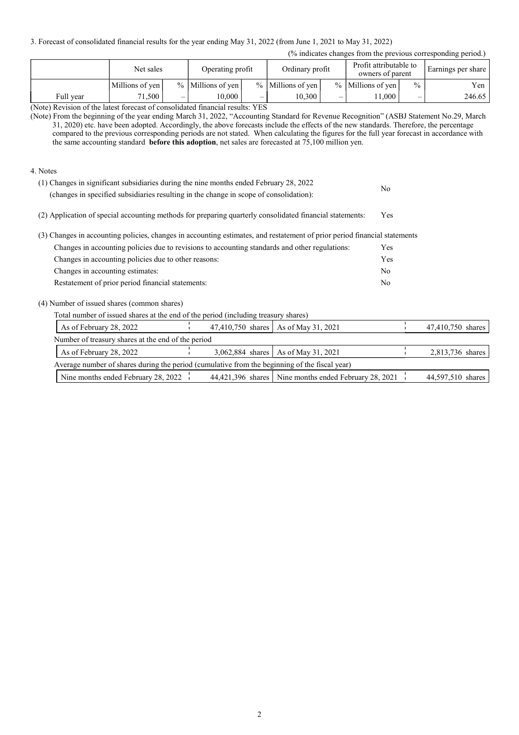3. Forecast of consolidated financial results for the year ending May 31, 2022 (from June 1, 2021 to May 31, 2022)

(% indicates changes from the previous corresponding period.)

| | Net sales | | Operating profit | | Ordinary profit | | Profit attributable to owners of parent | | Earnings per share |
|---|---|---|---|---|---|---|---|---|---|
| | Millions of yen | % | Millions of yen | % | Millions of yen | % | Millions of yen | % | Yen |
| Full year | 71,500 | – | 10,000 | – | 10,300 | – | 11,000 | – | 246.65 |

(Note) Revision of the latest forecast of consolidated financial results: YES

(Note) From the beginning of the year ending March 31, 2022, "Accounting Standard for Revenue Recognition" (ASBJ Statement No.29, March 31, 2020) etc. have been adopted. Accordingly, the above forecasts include the effects of the new standards. Therefore, the percentage compared to the previous corresponding periods are not stated. When calculating the figures for the full year forecast in accordance with the same accounting standard **before this adoption**, net sales are forecasted at 75,100 million yen.

4. Notes

(1) Changes in significant subsidiaries during the nine months ended February 28, 2022 (changes in specified subsidiaries resulting in the change in scope of consolidation): No

(2) Application of special accounting methods for preparing quarterly consolidated financial statements: Yes

(3) Changes in accounting policies, changes in accounting estimates, and restatement of prior period financial statements

| | |
|---|---|
| Changes in accounting policies due to revisions to accounting standards and other regulations: | Yes |
| Changes in accounting policies due to other reasons: | Yes |
| Changes in accounting estimates: | No |
| Restatement of prior period financial statements: | No |

(4) Number of issued shares (common shares)

Total number of issued shares at the end of the period (including treasury shares)

| | | | |
|---|---|---|---|
| As of February 28, 2022 | 47,410,750 shares | As of May 31, 2021 | 47,410,750 shares |

Number of treasury shares at the end of the period

| | | | |
|---|---|---|---|
| As of February 28, 2022 | 3,062,884 shares | As of May 31, 2021 | 2,813,736 shares |

Average number of shares during the period (cumulative from the beginning of the fiscal year)

| | | | |
|---|---|---|---|
| Nine months ended February 28, 2022 | 44,421,396 shares | Nine months ended February 28, 2021 | 44,597,510 shares |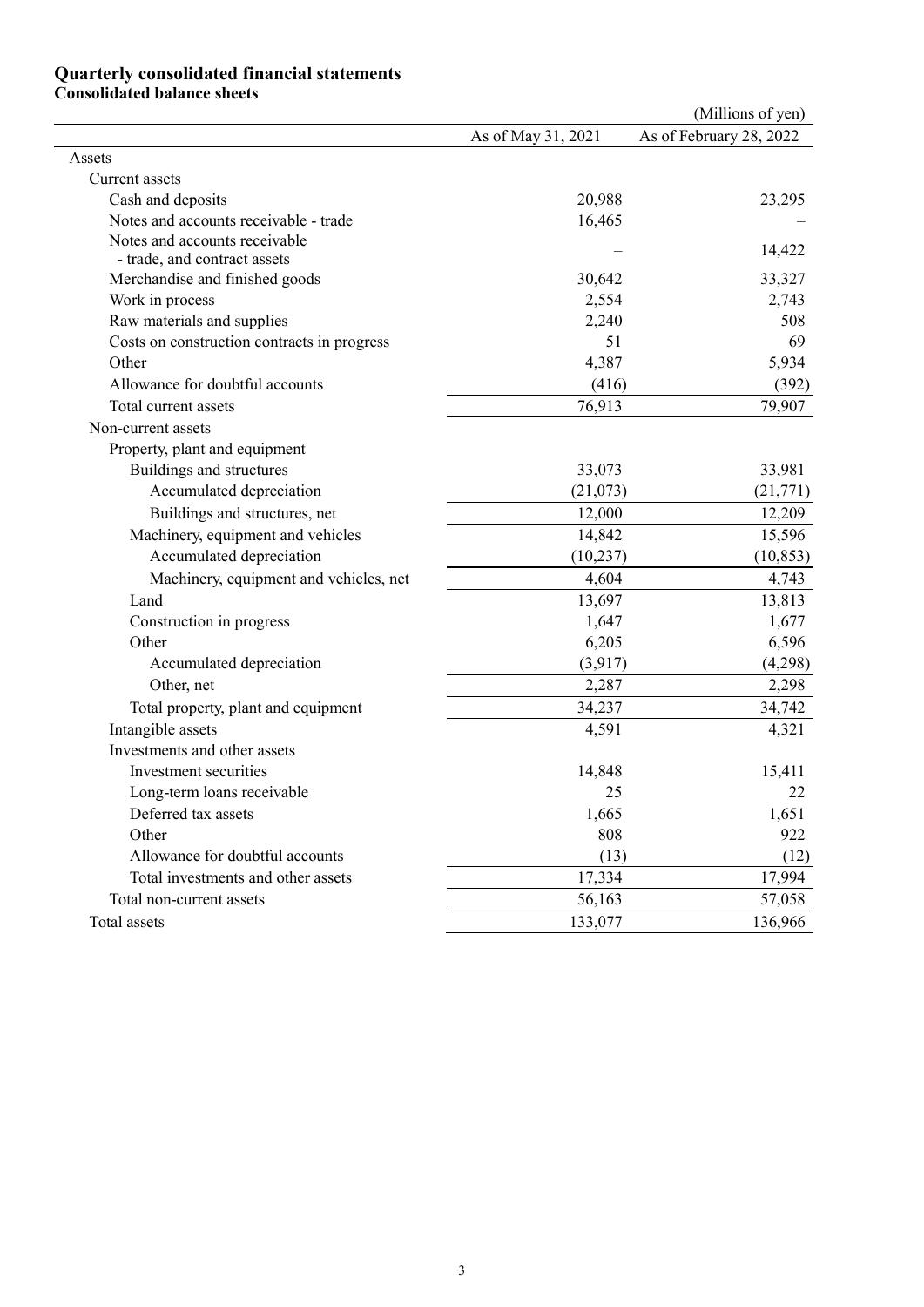## Quarterly consolidated financial statements

### Consolidated balance sheets

(Millions of yen)

| | As of May 31, 2021 | As of February 28, 2022 |
|---|---|---|
| Assets | | |
| Current assets | | |
| Cash and deposits | 20,988 | 23,295 |
| Notes and accounts receivable - trade | 16,465 | – |
| Notes and accounts receivable - trade, and contract assets | – | 14,422 |
| Merchandise and finished goods | 30,642 | 33,327 |
| Work in process | 2,554 | 2,743 |
| Raw materials and supplies | 2,240 | 508 |
| Costs on construction contracts in progress | 51 | 69 |
| Other | 4,387 | 5,934 |
| Allowance for doubtful accounts | (416) | (392) |
| Total current assets | 76,913 | 79,907 |
| Non-current assets | | |
| Property, plant and equipment | | |
| Buildings and structures | 33,073 | 33,981 |
| Accumulated depreciation | (21,073) | (21,771) |
| Buildings and structures, net | 12,000 | 12,209 |
| Machinery, equipment and vehicles | 14,842 | 15,596 |
| Accumulated depreciation | (10,237) | (10,853) |
| Machinery, equipment and vehicles, net | 4,604 | 4,743 |
| Land | 13,697 | 13,813 |
| Construction in progress | 1,647 | 1,677 |
| Other | 6,205 | 6,596 |
| Accumulated depreciation | (3,917) | (4,298) |
| Other, net | 2,287 | 2,298 |
| Total property, plant and equipment | 34,237 | 34,742 |
| Intangible assets | 4,591 | 4,321 |
| Investments and other assets | | |
| Investment securities | 14,848 | 15,411 |
| Long-term loans receivable | 25 | 22 |
| Deferred tax assets | 1,665 | 1,651 |
| Other | 808 | 922 |
| Allowance for doubtful accounts | (13) | (12) |
| Total investments and other assets | 17,334 | 17,994 |
| Total non-current assets | 56,163 | 57,058 |
| Total assets | 133,077 | 136,966 |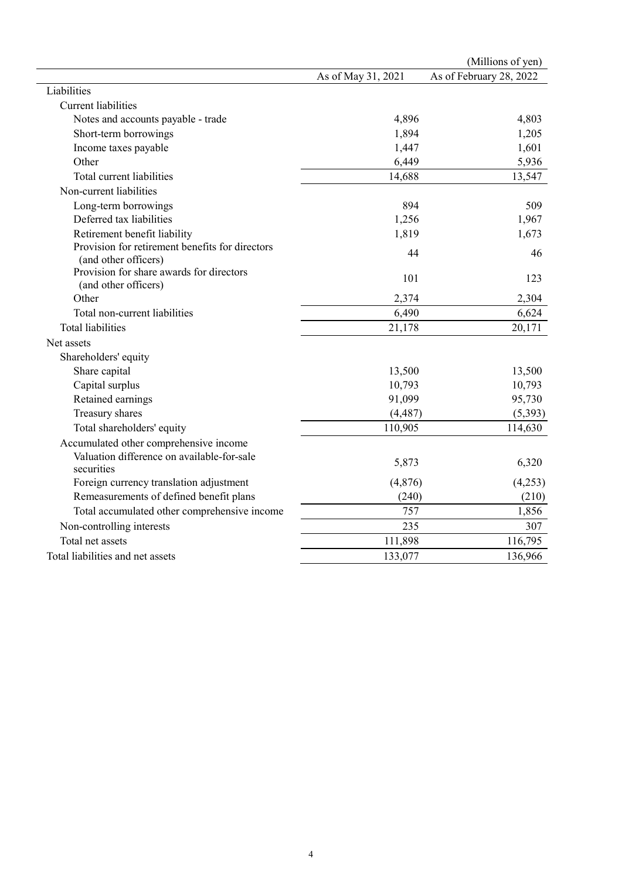(Millions of yen)

| | As of May 31, 2021 | As of February 28, 2022 |
|---|---|---|
| Liabilities | | |
| Current liabilities | | |
| Notes and accounts payable - trade | 4,896 | 4,803 |
| Short-term borrowings | 1,894 | 1,205 |
| Income taxes payable | 1,447 | 1,601 |
| Other | 6,449 | 5,936 |
| Total current liabilities | 14,688 | 13,547 |
| Non-current liabilities | | |
| Long-term borrowings | 894 | 509 |
| Deferred tax liabilities | 1,256 | 1,967 |
| Retirement benefit liability | 1,819 | 1,673 |
| Provision for retirement benefits for directors (and other officers) | 44 | 46 |
| Provision for share awards for directors (and other officers) | 101 | 123 |
| Other | 2,374 | 2,304 |
| Total non-current liabilities | 6,490 | 6,624 |
| Total liabilities | 21,178 | 20,171 |
| Net assets | | |
| Shareholders' equity | | |
| Share capital | 13,500 | 13,500 |
| Capital surplus | 10,793 | 10,793 |
| Retained earnings | 91,099 | 95,730 |
| Treasury shares | (4,487) | (5,393) |
| Total shareholders' equity | 110,905 | 114,630 |
| Accumulated other comprehensive income | | |
| Valuation difference on available-for-sale securities | 5,873 | 6,320 |
| Foreign currency translation adjustment | (4,876) | (4,253) |
| Remeasurements of defined benefit plans | (240) | (210) |
| Total accumulated other comprehensive income | 757 | 1,856 |
| Non-controlling interests | 235 | 307 |
| Total net assets | 111,898 | 116,795 |
| Total liabilities and net assets | 133,077 | 136,966 |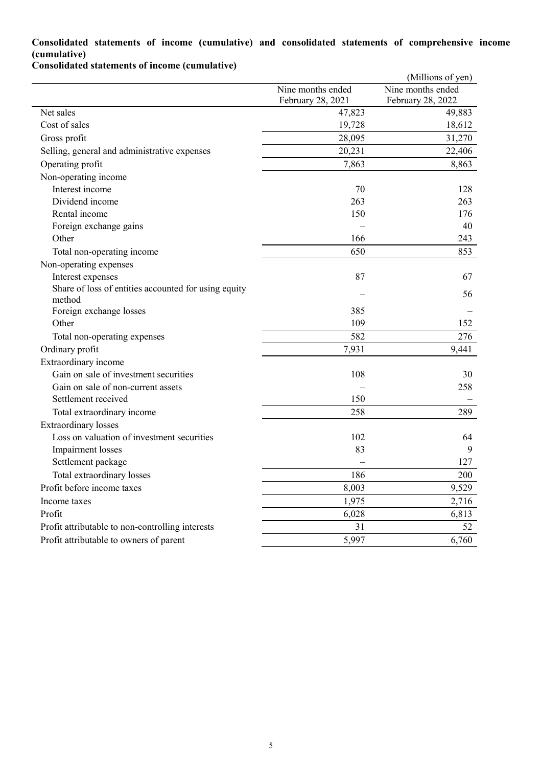**Consolidated statements of income (cumulative) and consolidated statements of comprehensive income (cumulative)**

**Consolidated statements of income (cumulative)**

(Millions of yen)

| | Nine months ended February 28, 2021 | Nine months ended February 28, 2022 |
|---|---|---|
| Net sales | 47,823 | 49,883 |
| Cost of sales | 19,728 | 18,612 |
| Gross profit | 28,095 | 31,270 |
| Selling, general and administrative expenses | 20,231 | 22,406 |
| Operating profit | 7,863 | 8,863 |
| Non-operating income | | |
| Interest income | 70 | 128 |
| Dividend income | 263 | 263 |
| Rental income | 150 | 176 |
| Foreign exchange gains | – | 40 |
| Other | 166 | 243 |
| Total non-operating income | 650 | 853 |
| Non-operating expenses | | |
| Interest expenses | 87 | 67 |
| Share of loss of entities accounted for using equity method | – | 56 |
| Foreign exchange losses | 385 | – |
| Other | 109 | 152 |
| Total non-operating expenses | 582 | 276 |
| Ordinary profit | 7,931 | 9,441 |
| Extraordinary income | | |
| Gain on sale of investment securities | 108 | 30 |
| Gain on sale of non-current assets | – | 258 |
| Settlement received | 150 | – |
| Total extraordinary income | 258 | 289 |
| Extraordinary losses | | |
| Loss on valuation of investment securities | 102 | 64 |
| Impairment losses | 83 | 9 |
| Settlement package | – | 127 |
| Total extraordinary losses | 186 | 200 |
| Profit before income taxes | 8,003 | 9,529 |
| Income taxes | 1,975 | 2,716 |
| Profit | 6,028 | 6,813 |
| Profit attributable to non-controlling interests | 31 | 52 |
| Profit attributable to owners of parent | 5,997 | 6,760 |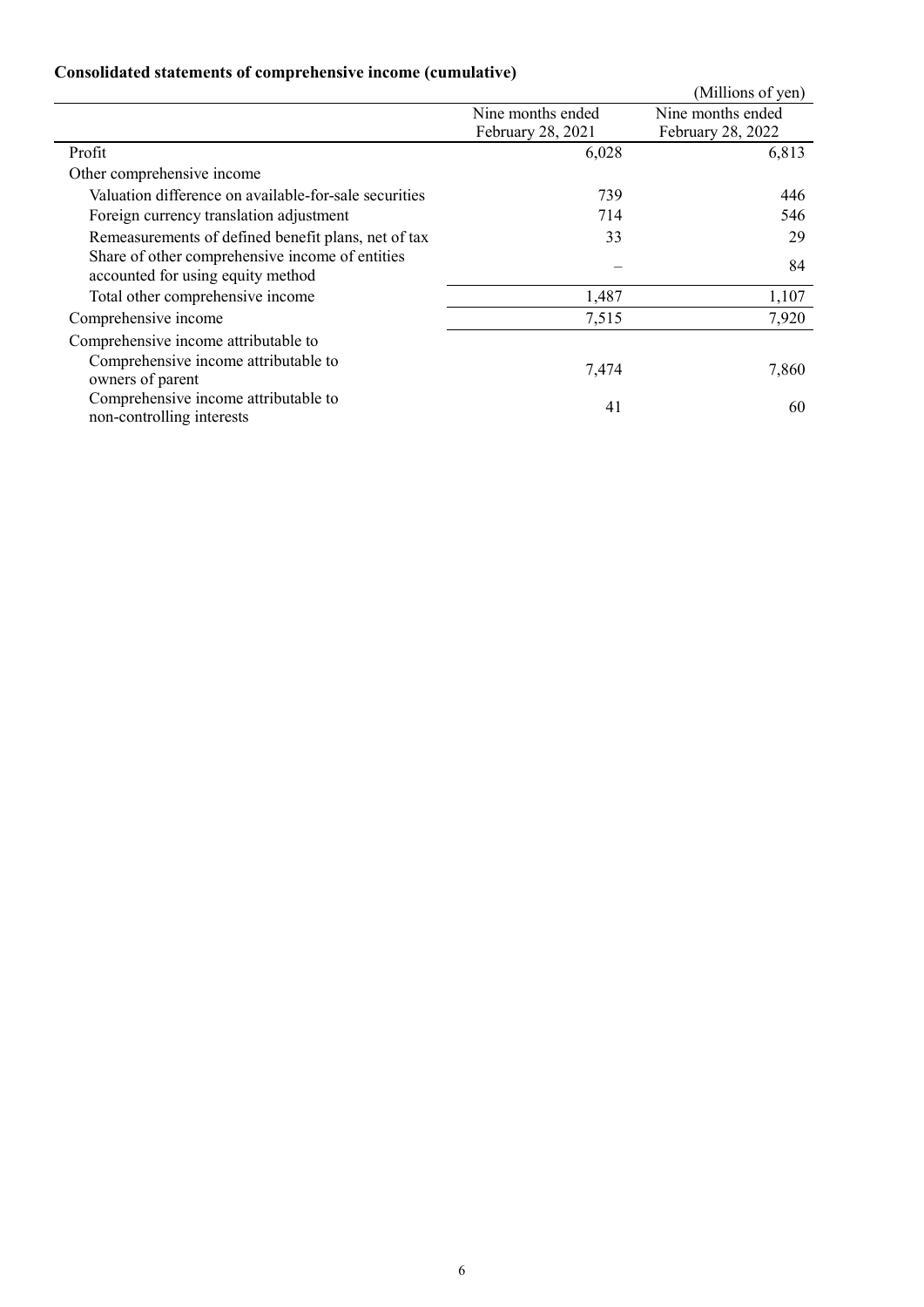**Consolidated statements of comprehensive income (cumulative)**

(Millions of yen)

| | Nine months ended February 28, 2021 | Nine months ended February 28, 2022 |
|---|---|---|
| Profit | 6,028 | 6,813 |
| Other comprehensive income | | |
| Valuation difference on available-for-sale securities | 739 | 446 |
| Foreign currency translation adjustment | 714 | 546 |
| Remeasurements of defined benefit plans, net of tax | 33 | 29 |
| Share of other comprehensive income of entities accounted for using equity method | – | 84 |
| Total other comprehensive income | 1,487 | 1,107 |
| Comprehensive income | 7,515 | 7,920 |
| Comprehensive income attributable to | | |
| Comprehensive income attributable to owners of parent | 7,474 | 7,860 |
| Comprehensive income attributable to non-controlling interests | 41 | 60 |